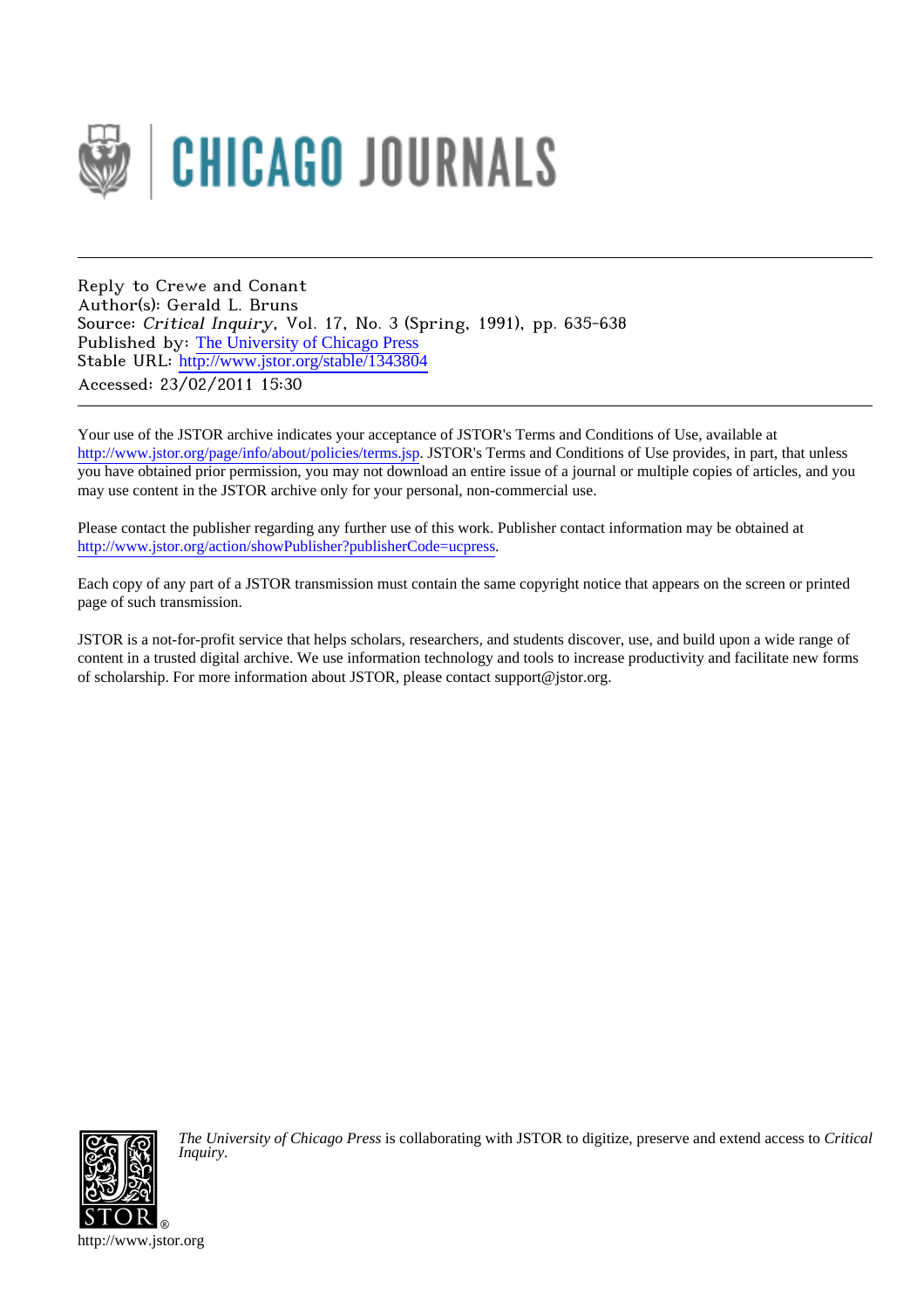Reply to Crewe and Conant
Author(s): Gerald L. Bruns
Source: *Critical Inquiry*, Vol. 17, No. 3 (Spring, 1991), pp. 635-638
Published by: The University of Chicago Press
Stable URL: http://www.jstor.org/stable/1343804
Accessed: 23/02/2011 15:30

---

Your use of the JSTOR archive indicates your acceptance of JSTOR's Terms and Conditions of Use, available at http://www.jstor.org/page/info/about/policies/terms.jsp. JSTOR's Terms and Conditions of Use provides, in part, that unless you have obtained prior permission, you may not download an entire issue of a journal or multiple copies of articles, and you may use content in the JSTOR archive only for your personal, non-commercial use.

Please contact the publisher regarding any further use of this work. Publisher contact information may be obtained at http://www.jstor.org/action/showPublisher?publisherCode=ucpress.

Each copy of any part of a JSTOR transmission must contain the same copyright notice that appears on the screen or printed page of such transmission.

JSTOR is a not-for-profit service that helps scholars, researchers, and students discover, use, and build upon a wide range of content in a trusted digital archive. We use information technology and tools to increase productivity and facilitate new forms of scholarship. For more information about JSTOR, please contact support@jstor.org.

*The University of Chicago Press* is collaborating with JSTOR to digitize, preserve and extend access to *Critical Inquiry.*

http://www.jstor.org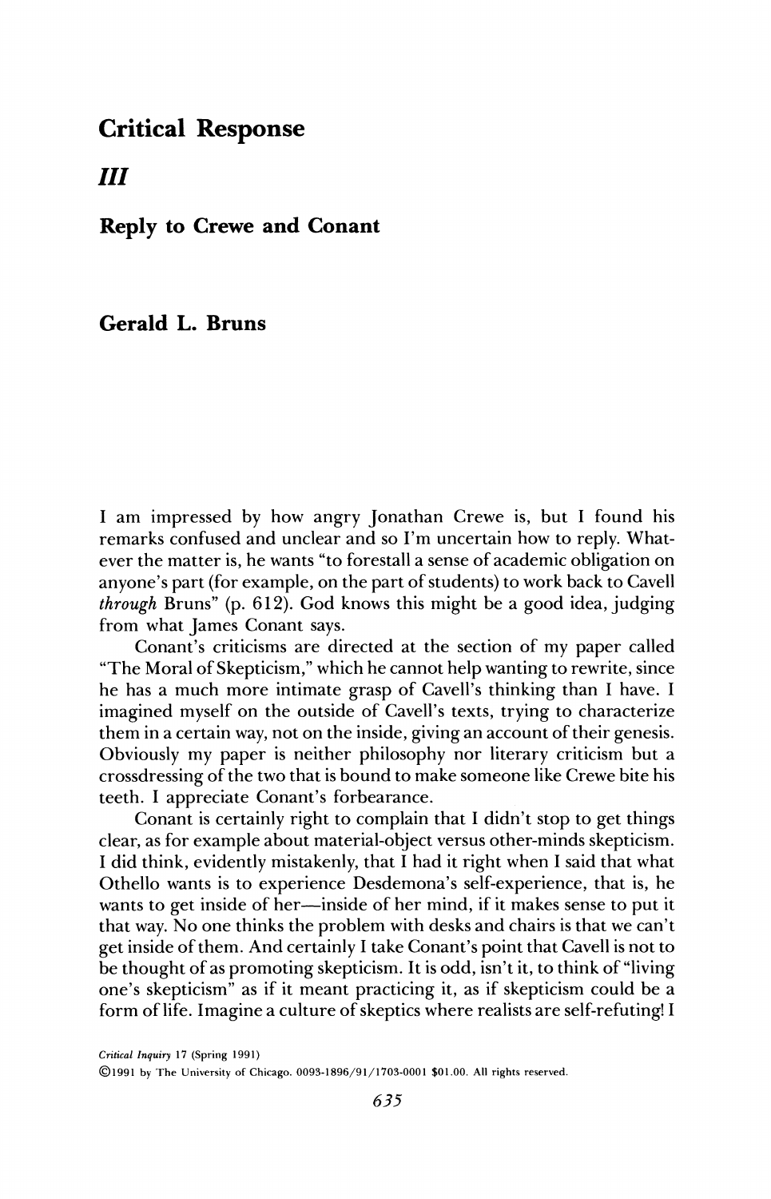# Critical Response

## III

## Reply to Crewe and Conant

### Gerald L. Bruns

I am impressed by how angry Jonathan Crewe is, but I found his remarks confused and unclear and so I'm uncertain how to reply. Whatever the matter is, he wants "to forestall a sense of academic obligation on anyone's part (for example, on the part of students) to work back to Cavell *through* Bruns" (p. 612). God knows this might be a good idea, judging from what James Conant says.

Conant's criticisms are directed at the section of my paper called "The Moral of Skepticism," which he cannot help wanting to rewrite, since he has a much more intimate grasp of Cavell's thinking than I have. I imagined myself on the outside of Cavell's texts, trying to characterize them in a certain way, not on the inside, giving an account of their genesis. Obviously my paper is neither philosophy nor literary criticism but a crossdressing of the two that is bound to make someone like Crewe bite his teeth. I appreciate Conant's forbearance.

Conant is certainly right to complain that I didn't stop to get things clear, as for example about material-object versus other-minds skepticism. I did think, evidently mistakenly, that I had it right when I said that what Othello wants is to experience Desdemona's self-experience, that is, he wants to get inside of her—inside of her mind, if it makes sense to put it that way. No one thinks the problem with desks and chairs is that we can't get inside of them. And certainly I take Conant's point that Cavell is not to be thought of as promoting skepticism. It is odd, isn't it, to think of "living one's skepticism" as if it meant practicing it, as if skepticism could be a form of life. Imagine a culture of skeptics where realists are self-refuting! I

*Critical Inquiry* 17 (Spring 1991)

©1991 by The University of Chicago. 0093-1896/91/1703-0001 $01.00. All rights reserved.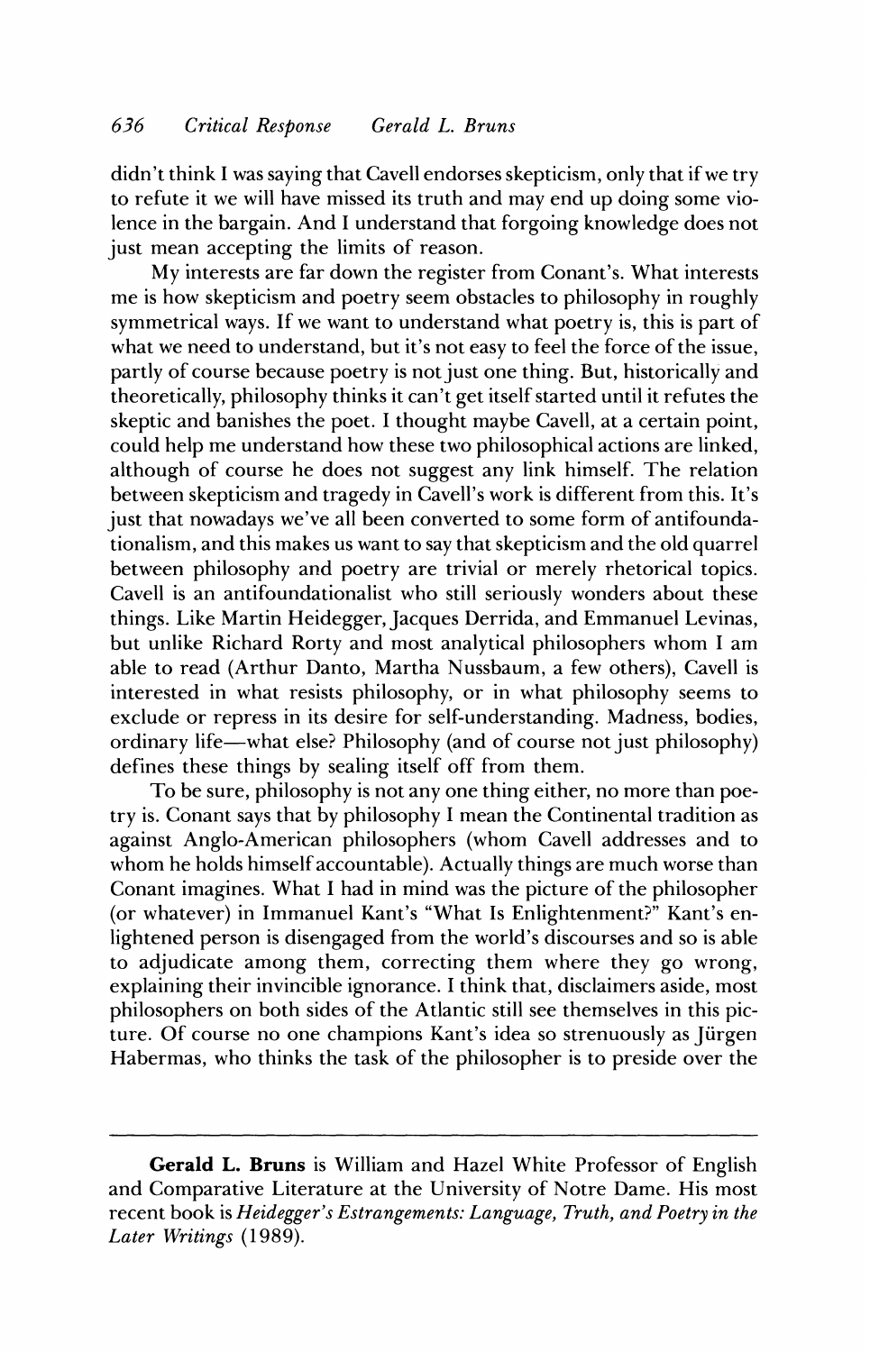didn't think I was saying that Cavell endorses skepticism, only that if we try to refute it we will have missed its truth and may end up doing some violence in the bargain. And I understand that forgoing knowledge does not just mean accepting the limits of reason.

My interests are far down the register from Conant's. What interests me is how skepticism and poetry seem obstacles to philosophy in roughly symmetrical ways. If we want to understand what poetry is, this is part of what we need to understand, but it's not easy to feel the force of the issue, partly of course because poetry is not just one thing. But, historically and theoretically, philosophy thinks it can't get itself started until it refutes the skeptic and banishes the poet. I thought maybe Cavell, at a certain point, could help me understand how these two philosophical actions are linked, although of course he does not suggest any link himself. The relation between skepticism and tragedy in Cavell's work is different from this. It's just that nowadays we've all been converted to some form of antifoundationalism, and this makes us want to say that skepticism and the old quarrel between philosophy and poetry are trivial or merely rhetorical topics. Cavell is an antifoundationalist who still seriously wonders about these things. Like Martin Heidegger, Jacques Derrida, and Emmanuel Levinas, but unlike Richard Rorty and most analytical philosophers whom I am able to read (Arthur Danto, Martha Nussbaum, a few others), Cavell is interested in what resists philosophy, or in what philosophy seems to exclude or repress in its desire for self-understanding. Madness, bodies, ordinary life—what else? Philosophy (and of course not just philosophy) defines these things by sealing itself off from them.

To be sure, philosophy is not any one thing either, no more than poetry is. Conant says that by philosophy I mean the Continental tradition as against Anglo-American philosophers (whom Cavell addresses and to whom he holds himself accountable). Actually things are much worse than Conant imagines. What I had in mind was the picture of the philosopher (or whatever) in Immanuel Kant's "What Is Enlightenment?" Kant's enlightened person is disengaged from the world's discourses and so is able to adjudicate among them, correcting them where they go wrong, explaining their invincible ignorance. I think that, disclaimers aside, most philosophers on both sides of the Atlantic still see themselves in this picture. Of course no one champions Kant's idea so strenuously as Jürgen Habermas, who thinks the task of the philosopher is to preside over the

---

**Gerald L. Bruns** is William and Hazel White Professor of English and Comparative Literature at the University of Notre Dame. His most recent book is *Heidegger's Estrangements: Language, Truth, and Poetry in the Later Writings* (1989).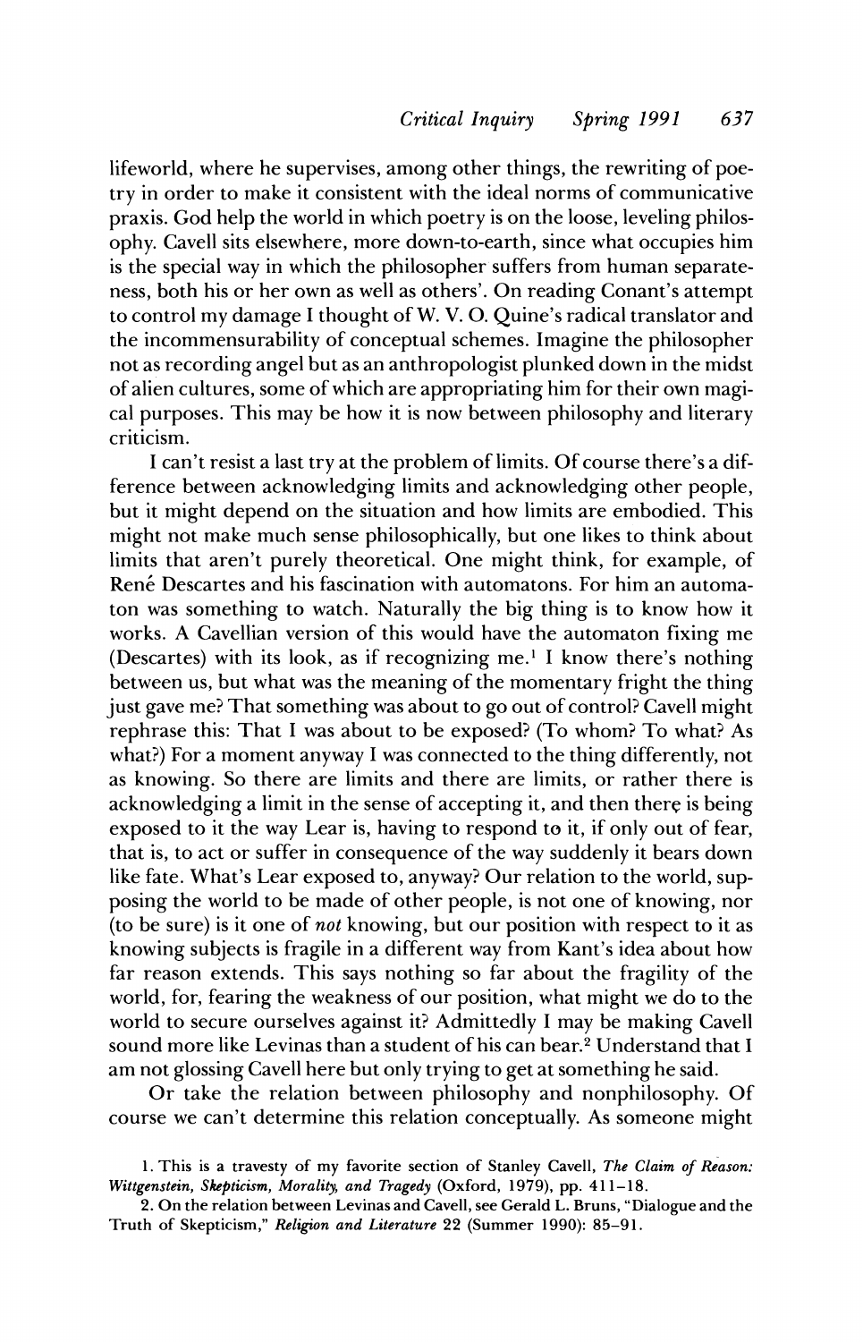lifeworld, where he supervises, among other things, the rewriting of poetry in order to make it consistent with the ideal norms of communicative praxis. God help the world in which poetry is on the loose, leveling philosophy. Cavell sits elsewhere, more down-to-earth, since what occupies him is the special way in which the philosopher suffers from human separateness, both his or her own as well as others'. On reading Conant's attempt to control my damage I thought of W. V. O. Quine's radical translator and the incommensurability of conceptual schemes. Imagine the philosopher not as recording angel but as an anthropologist plunked down in the midst of alien cultures, some of which are appropriating him for their own magical purposes. This may be how it is now between philosophy and literary criticism.

I can't resist a last try at the problem of limits. Of course there's a difference between acknowledging limits and acknowledging other people, but it might depend on the situation and how limits are embodied. This might not make much sense philosophically, but one likes to think about limits that aren't purely theoretical. One might think, for example, of René Descartes and his fascination with automatons. For him an automaton was something to watch. Naturally the big thing is to know how it works. A Cavellian version of this would have the automaton fixing me (Descartes) with its look, as if recognizing me.[1] I know there's nothing between us, but what was the meaning of the momentary fright the thing just gave me? That something was about to go out of control? Cavell might rephrase this: That I was about to be exposed? (To whom? To what? As what?) For a moment anyway I was connected to the thing differently, not as knowing. So there are limits and there are limits, or rather there is acknowledging a limit in the sense of accepting it, and then there is being exposed to it the way Lear is, having to respond to it, if only out of fear, that is, to act or suffer in consequence of the way suddenly it bears down like fate. What's Lear exposed to, anyway? Our relation to the world, supposing the world to be made of other people, is not one of knowing, nor (to be sure) is it one of *not* knowing, but our position with respect to it as knowing subjects is fragile in a different way from Kant's idea about how far reason extends. This says nothing so far about the fragility of the world, for, fearing the weakness of our position, what might we do to the world to secure ourselves against it? Admittedly I may be making Cavell sound more like Levinas than a student of his can bear.[2] Understand that I am not glossing Cavell here but only trying to get at something he said.

Or take the relation between philosophy and nonphilosophy. Of course we can't determine this relation conceptually. As someone might

1. This is a travesty of my favorite section of Stanley Cavell, *The Claim of Reason: Wittgenstein, Skepticism, Morality, and Tragedy* (Oxford, 1979), pp. 411–18.

2. On the relation between Levinas and Cavell, see Gerald L. Bruns, "Dialogue and the Truth of Skepticism," *Religion and Literature* 22 (Summer 1990): 85–91.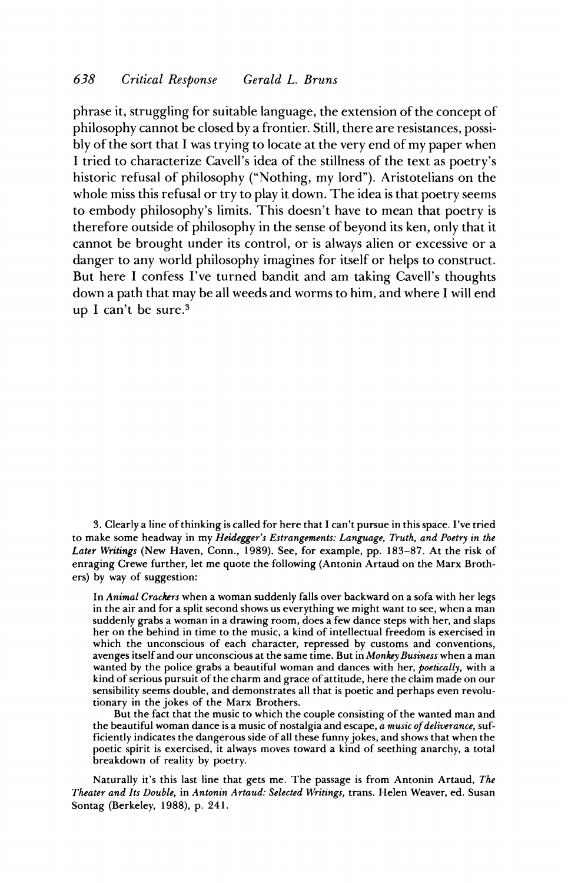phrase it, struggling for suitable language, the extension of the concept of philosophy cannot be closed by a frontier. Still, there are resistances, possibly of the sort that I was trying to locate at the very end of my paper when I tried to characterize Cavell's idea of the stillness of the text as poetry's historic refusal of philosophy ("Nothing, my lord"). Aristotelians on the whole miss this refusal or try to play it down. The idea is that poetry seems to embody philosophy's limits. This doesn't have to mean that poetry is therefore outside of philosophy in the sense of beyond its ken, only that it cannot be brought under its control, or is always alien or excessive or a danger to any world philosophy imagines for itself or helps to construct. But here I confess I've turned bandit and am taking Cavell's thoughts down a path that may be all weeds and worms to him, and where I will end up I can't be sure.[3]

3. Clearly a line of thinking is called for here that I can't pursue in this space. I've tried to make some headway in my *Heidegger's Estrangements: Language, Truth, and Poetry in the Later Writings* (New Haven, Conn., 1989). See, for example, pp. 183–87. At the risk of enraging Crewe further, let me quote the following (Antonin Artaud on the Marx Brothers) by way of suggestion:

> In *Animal Crackers* when a woman suddenly falls over backward on a sofa with her legs in the air and for a split second shows us everything we might want to see, when a man suddenly grabs a woman in a drawing room, does a few dance steps with her, and slaps her on the behind in time to the music, a kind of intellectual freedom is exercised in which the unconscious of each character, repressed by customs and conventions, avenges itself and our unconscious at the same time. But in *Monkey Business* when a man wanted by the police grabs a beautiful woman and dances with her, *poetically*, with a kind of serious pursuit of the charm and grace of attitude, here the claim made on our sensibility seems double, and demonstrates all that is poetic and perhaps even revolutionary in the jokes of the Marx Brothers.
>
> But the fact that the music to which the couple consisting of the wanted man and the beautiful woman dance is a music of nostalgia and escape, *a music of deliverance*, sufficiently indicates the dangerous side of all these funny jokes, and shows that when the poetic spirit is exercised, it always moves toward a kind of seething anarchy, a total breakdown of reality by poetry.

Naturally it's this last line that gets me. The passage is from Antonin Artaud, *The Theater and Its Double*, in *Antonin Artaud: Selected Writings*, trans. Helen Weaver, ed. Susan Sontag (Berkeley, 1988), p. 241.